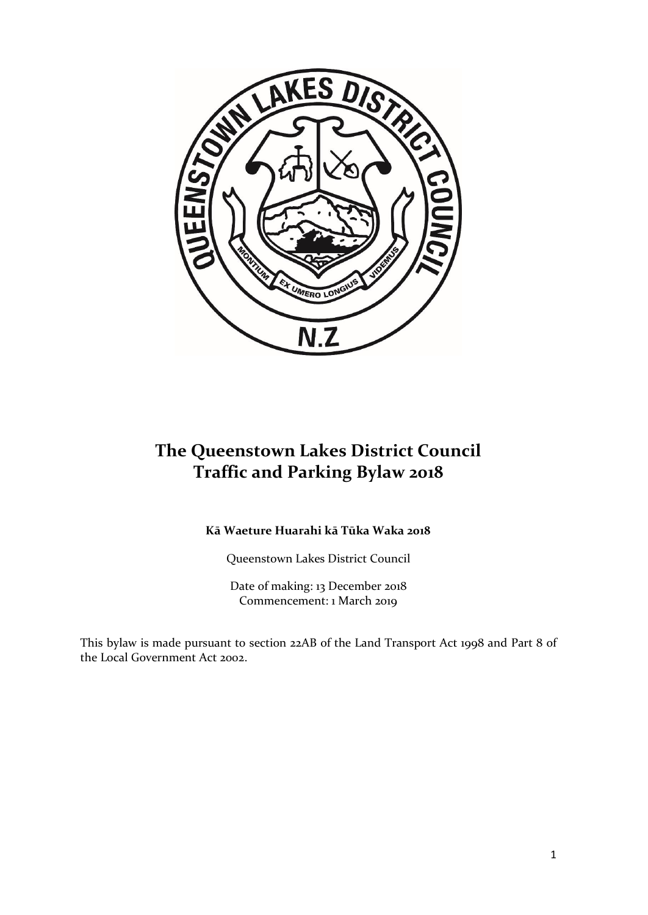# The Queenstown Lakes District Council Traffic and Parking Bylaw 2018

**Kā Waeture Huarahi kā Tūka Waka 2018**

Queenstown Lakes District Council

Date of making: 13 December 2018
Commencement: 1 March 2019

This bylaw is made pursuant to section 22AB of the Land Transport Act 1998 and Part 8 of the Local Government Act 2002.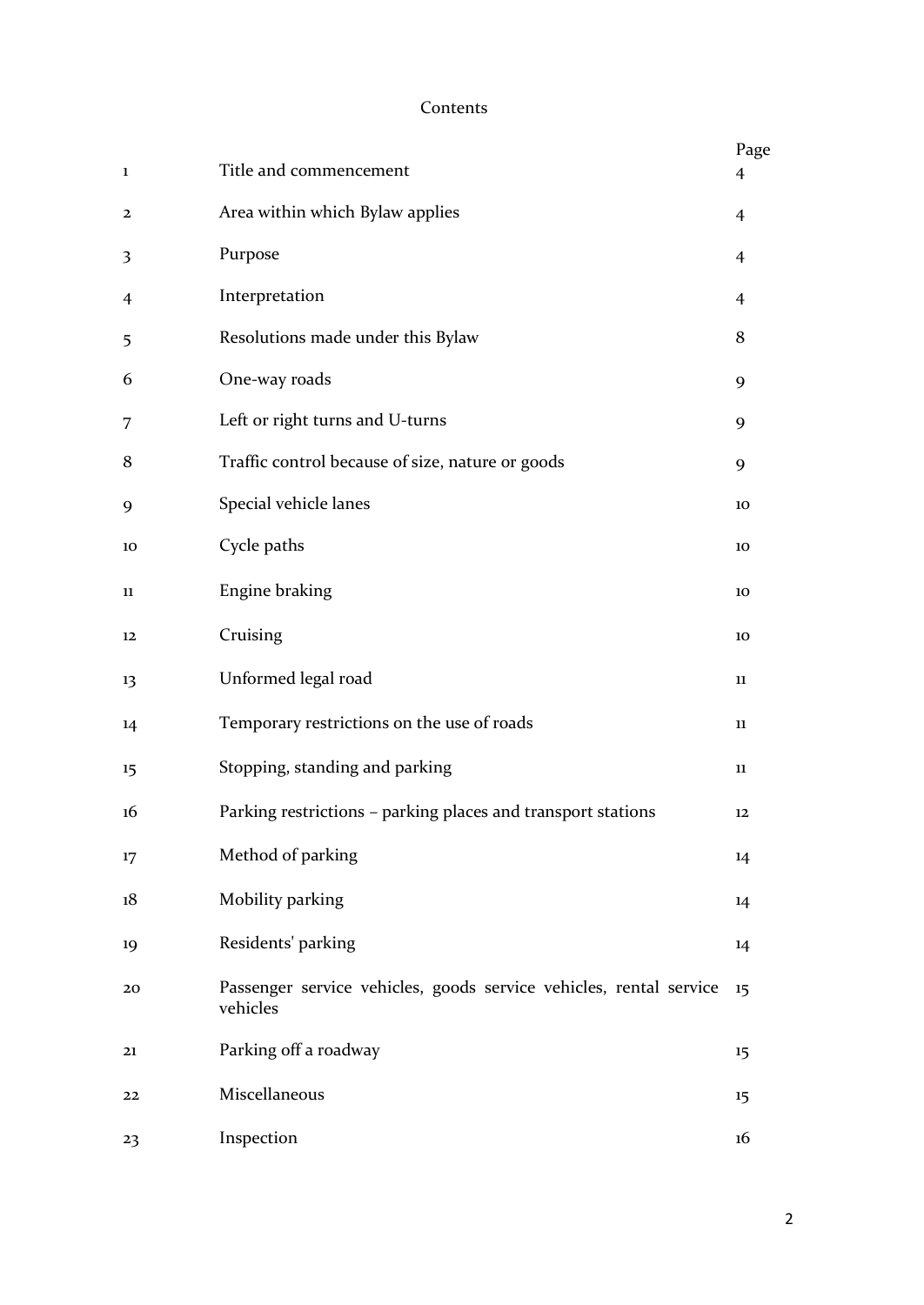# Contents

| | | Page |
|---|---|---|
| 1 | Title and commencement | 4 |
| 2 | Area within which Bylaw applies | 4 |
| 3 | Purpose | 4 |
| 4 | Interpretation | 4 |
| 5 | Resolutions made under this Bylaw | 8 |
| 6 | One-way roads | 9 |
| 7 | Left or right turns and U-turns | 9 |
| 8 | Traffic control because of size, nature or goods | 9 |
| 9 | Special vehicle lanes | 10 |
| 10 | Cycle paths | 10 |
| 11 | Engine braking | 10 |
| 12 | Cruising | 10 |
| 13 | Unformed legal road | 11 |
| 14 | Temporary restrictions on the use of roads | 11 |
| 15 | Stopping, standing and parking | 11 |
| 16 | Parking restrictions – parking places and transport stations | 12 |
| 17 | Method of parking | 14 |
| 18 | Mobility parking | 14 |
| 19 | Residents' parking | 14 |
| 20 | Passenger service vehicles, goods service vehicles, rental service vehicles | 15 |
| 21 | Parking off a roadway | 15 |
| 22 | Miscellaneous | 15 |
| 23 | Inspection | 16 |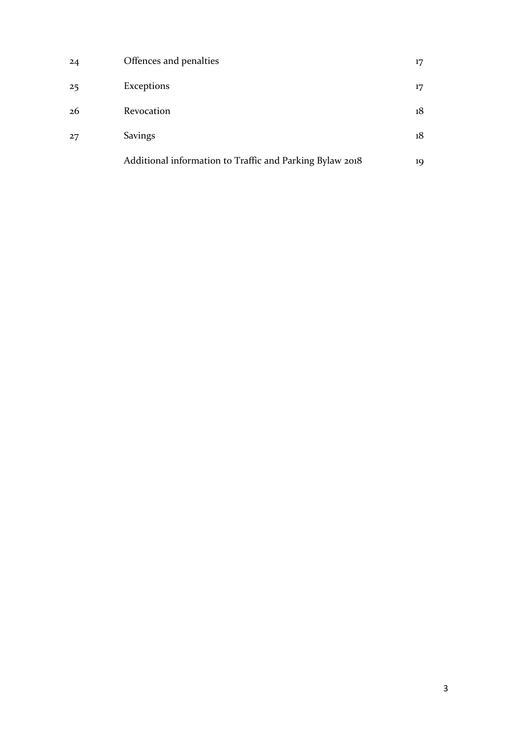| | | |
|---|---|---|
| 24 | Offences and penalties | 17 |
| 25 | Exceptions | 17 |
| 26 | Revocation | 18 |
| 27 | Savings | 18 |
| | Additional information to Traffic and Parking Bylaw 2018 | 19 |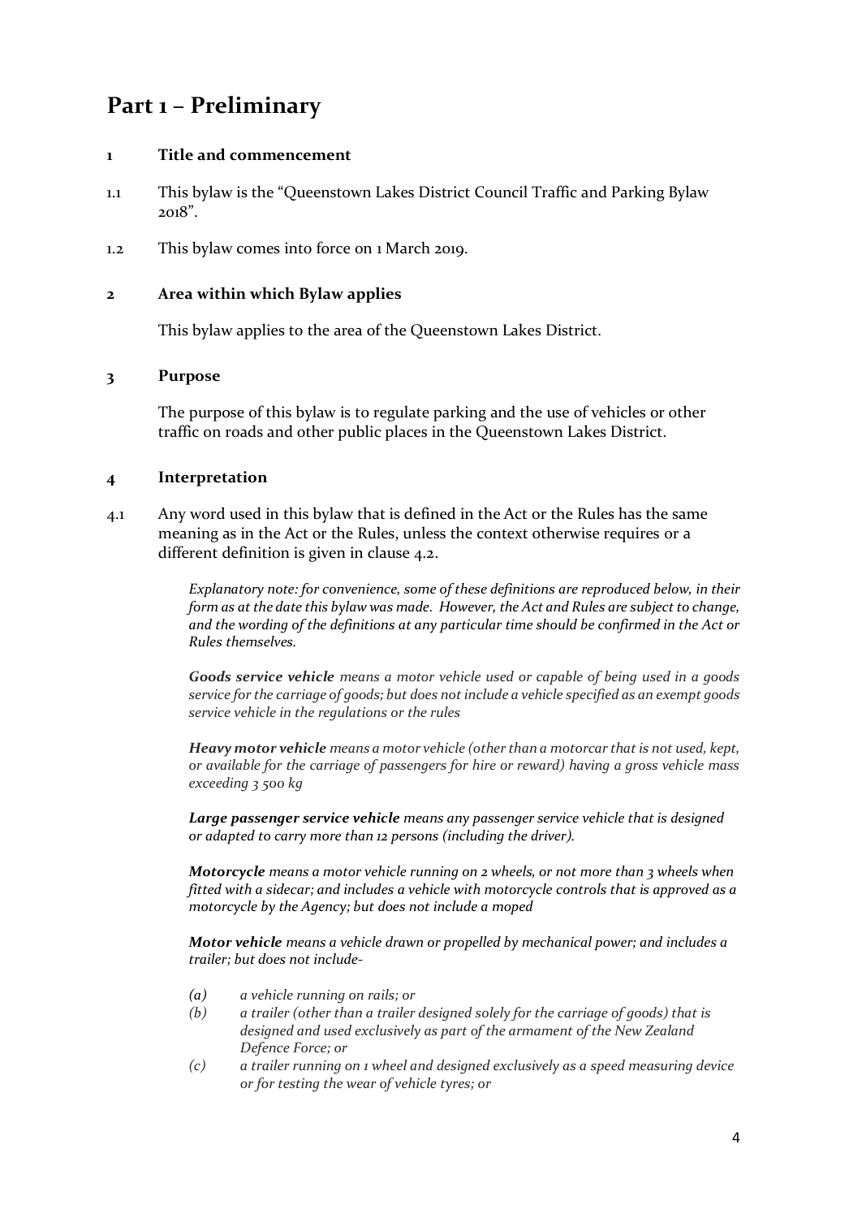# Part 1 – Preliminary

## 1 Title and commencement

1.1 This bylaw is the "Queenstown Lakes District Council Traffic and Parking Bylaw 2018".

1.2 This bylaw comes into force on 1 March 2019.

## 2 Area within which Bylaw applies

This bylaw applies to the area of the Queenstown Lakes District.

## 3 Purpose

The purpose of this bylaw is to regulate parking and the use of vehicles or other traffic on roads and other public places in the Queenstown Lakes District.

## 4 Interpretation

4.1 Any word used in this bylaw that is defined in the Act or the Rules has the same meaning as in the Act or the Rules, unless the context otherwise requires or a different definition is given in clause 4.2.

*Explanatory note: for convenience, some of these definitions are reproduced below, in their form as at the date this bylaw was made. However, the Act and Rules are subject to change, and the wording of the definitions at any particular time should be confirmed in the Act or Rules themselves.*

***Goods service vehicle*** *means a motor vehicle used or capable of being used in a goods service for the carriage of goods; but does not include a vehicle specified as an exempt goods service vehicle in the regulations or the rules*

***Heavy motor vehicle*** *means a motor vehicle (other than a motorcar that is not used, kept, or available for the carriage of passengers for hire or reward) having a gross vehicle mass exceeding 3 500 kg*

***Large passenger service vehicle*** *means any passenger service vehicle that is designed or adapted to carry more than 12 persons (including the driver).*

***Motorcycle*** *means a motor vehicle running on 2 wheels, or not more than 3 wheels when fitted with a sidecar; and includes a vehicle with motorcycle controls that is approved as a motorcycle by the Agency; but does not include a moped*

***Motor vehicle*** *means a vehicle drawn or propelled by mechanical power; and includes a trailer; but does not include-*

- *(a) a vehicle running on rails; or*
- *(b) a trailer (other than a trailer designed solely for the carriage of goods) that is designed and used exclusively as part of the armament of the New Zealand Defence Force; or*
- *(c) a trailer running on 1 wheel and designed exclusively as a speed measuring device or for testing the wear of vehicle tyres; or*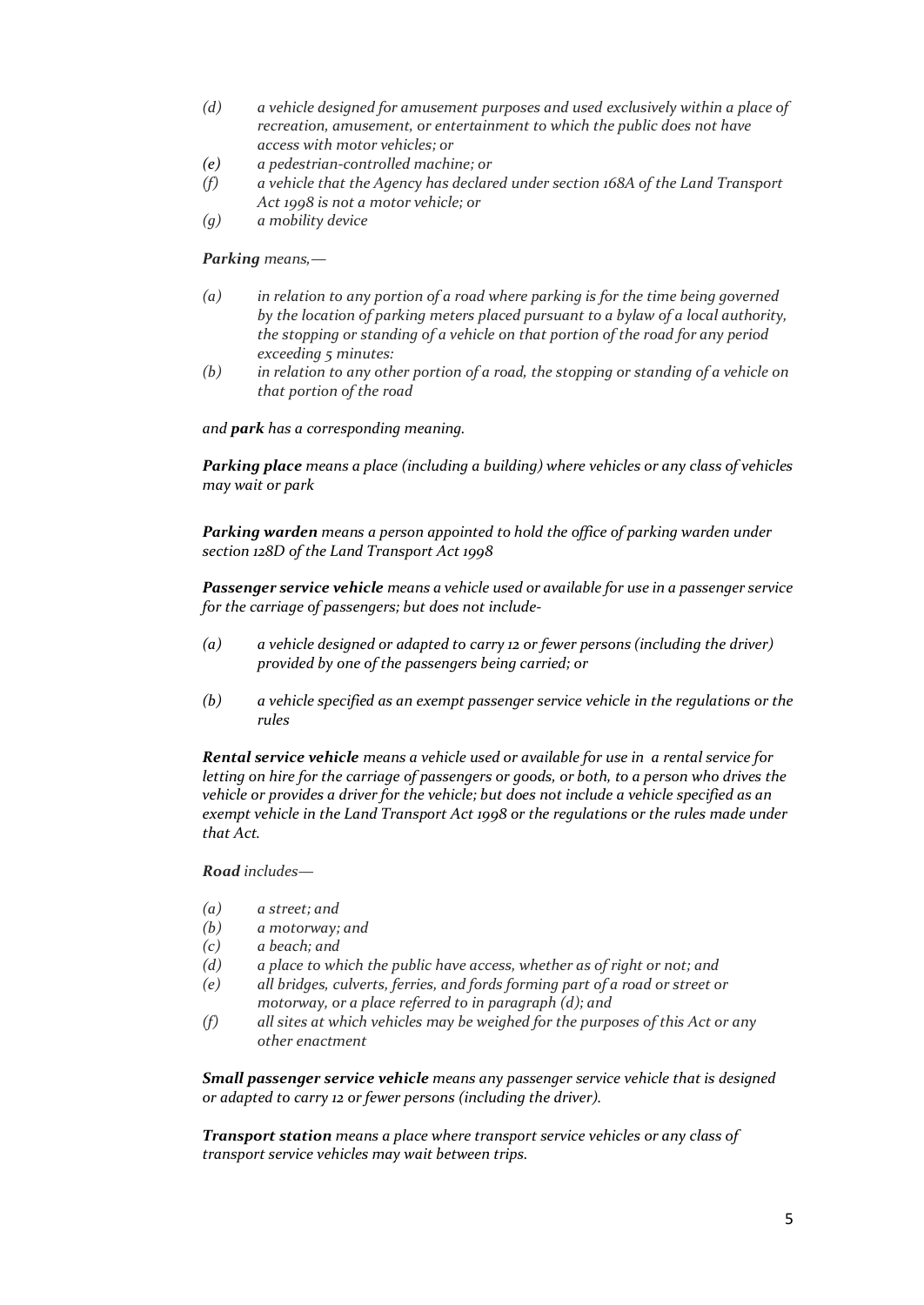*(d) a vehicle designed for amusement purposes and used exclusively within a place of recreation, amusement, or entertainment to which the public does not have access with motor vehicles; or*

*(e) a pedestrian-controlled machine; or*

*(f) a vehicle that the Agency has declared under section 168A of the Land Transport Act 1998 is not a motor vehicle; or*

*(g) a mobility device*

***Parking** means,—*

*(a) in relation to any portion of a road where parking is for the time being governed by the location of parking meters placed pursuant to a bylaw of a local authority, the stopping or standing of a vehicle on that portion of the road for any period exceeding 5 minutes:*

*(b) in relation to any other portion of a road, the stopping or standing of a vehicle on that portion of the road*

*and **park** has a corresponding meaning.*

***Parking place** means a place (including a building) where vehicles or any class of vehicles may wait or park*

***Parking warden** means a person appointed to hold the office of parking warden under section 128D of the Land Transport Act 1998*

***Passenger service vehicle** means a vehicle used or available for use in a passenger service for the carriage of passengers; but does not include-*

*(a) a vehicle designed or adapted to carry 12 or fewer persons (including the driver) provided by one of the passengers being carried; or*

*(b) a vehicle specified as an exempt passenger service vehicle in the regulations or the rules*

***Rental service vehicle** means a vehicle used or available for use in a rental service for letting on hire for the carriage of passengers or goods, or both, to a person who drives the vehicle or provides a driver for the vehicle; but does not include a vehicle specified as an exempt vehicle in the Land Transport Act 1998 or the regulations or the rules made under that Act.*

***Road** includes—*

*(a) a street; and*

*(b) a motorway; and*

*(c) a beach; and*

*(d) a place to which the public have access, whether as of right or not; and*

*(e) all bridges, culverts, ferries, and fords forming part of a road or street or motorway, or a place referred to in paragraph (d); and*

*(f) all sites at which vehicles may be weighed for the purposes of this Act or any other enactment*

***Small passenger service vehicle** means any passenger service vehicle that is designed or adapted to carry 12 or fewer persons (including the driver).*

***Transport station** means a place where transport service vehicles or any class of transport service vehicles may wait between trips.*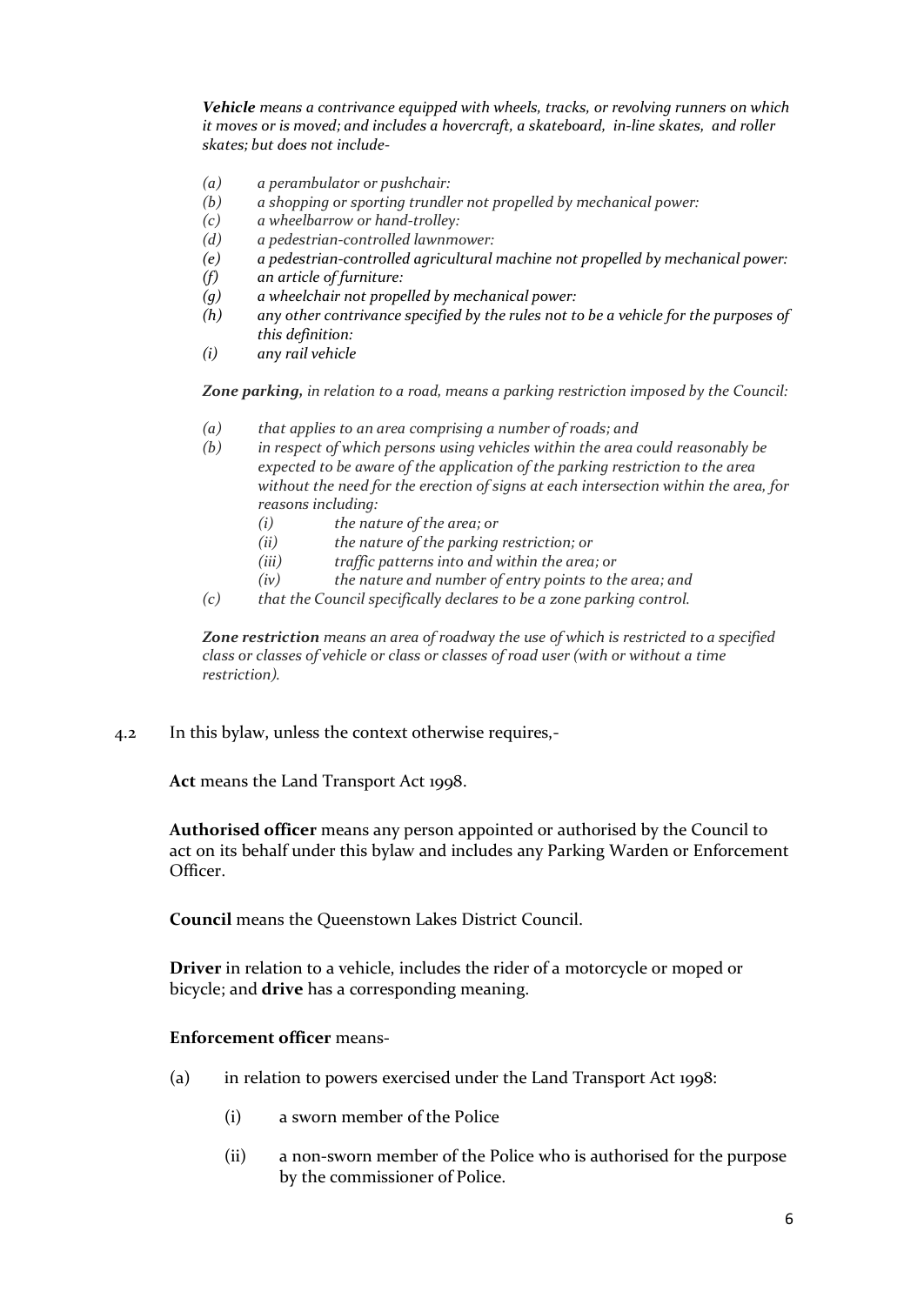***Vehicle*** *means a contrivance equipped with wheels, tracks, or revolving runners on which it moves or is moved; and includes a hovercraft, a skateboard, in-line skates, and roller skates; but does not include-*

- *(a) a perambulator or pushchair:*
- *(b) a shopping or sporting trundler not propelled by mechanical power:*
- *(c) a wheelbarrow or hand-trolley:*
- *(d) a pedestrian-controlled lawnmower:*
- *(e) a pedestrian-controlled agricultural machine not propelled by mechanical power:*
- *(f) an article of furniture:*
- *(g) a wheelchair not propelled by mechanical power:*
- *(h) any other contrivance specified by the rules not to be a vehicle for the purposes of this definition:*
- *(i) any rail vehicle*

***Zone parking,*** *in relation to a road, means a parking restriction imposed by the Council:*

- *(a) that applies to an area comprising a number of roads; and*
- *(b) in respect of which persons using vehicles within the area could reasonably be expected to be aware of the application of the parking restriction to the area without the need for the erection of signs at each intersection within the area, for reasons including:*
  - *(i) the nature of the area; or*
  - *(ii) the nature of the parking restriction; or*
  - *(iii) traffic patterns into and within the area; or*
  - *(iv) the nature and number of entry points to the area; and*
- *(c) that the Council specifically declares to be a zone parking control.*

***Zone restriction*** *means an area of roadway the use of which is restricted to a specified class or classes of vehicle or class or classes of road user (with or without a time restriction).*

4.2 In this bylaw, unless the context otherwise requires,-

**Act** means the Land Transport Act 1998.

**Authorised officer** means any person appointed or authorised by the Council to act on its behalf under this bylaw and includes any Parking Warden or Enforcement Officer.

**Council** means the Queenstown Lakes District Council.

**Driver** in relation to a vehicle, includes the rider of a motorcycle or moped or bicycle; and **drive** has a corresponding meaning.

**Enforcement officer** means-

- (a) in relation to powers exercised under the Land Transport Act 1998:
  - (i) a sworn member of the Police
  - (ii) a non-sworn member of the Police who is authorised for the purpose by the commissioner of Police.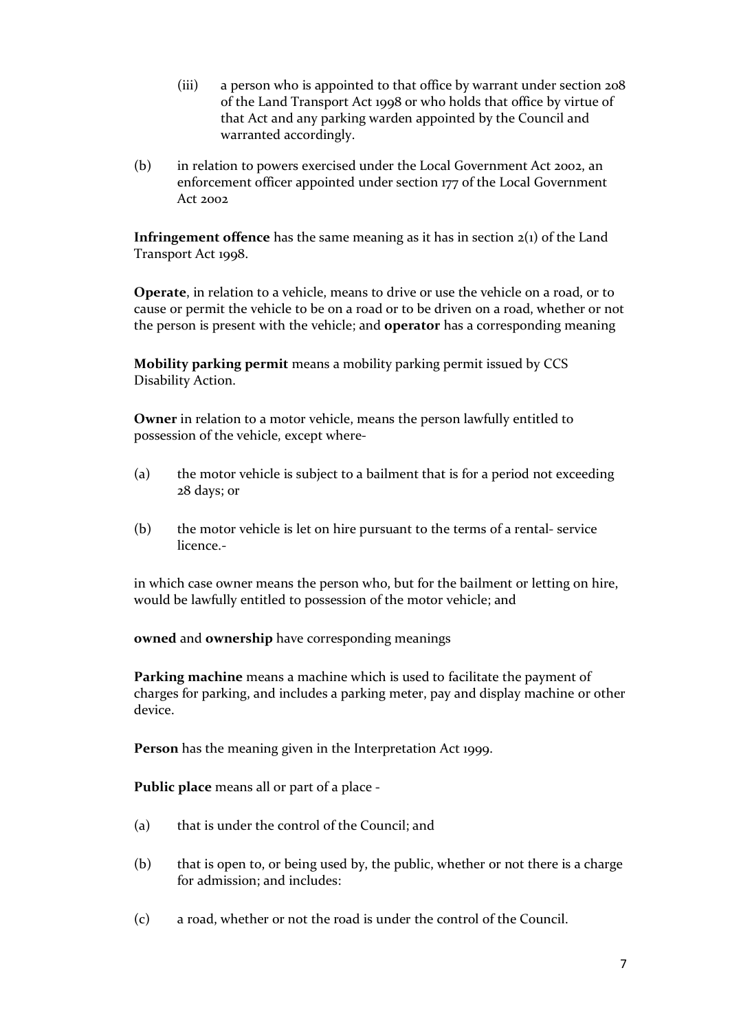(iii) a person who is appointed to that office by warrant under section 208 of the Land Transport Act 1998 or who holds that office by virtue of that Act and any parking warden appointed by the Council and warranted accordingly.

(b) in relation to powers exercised under the Local Government Act 2002, an enforcement officer appointed under section 177 of the Local Government Act 2002

**Infringement offence** has the same meaning as it has in section 2(1) of the Land Transport Act 1998.

**Operate**, in relation to a vehicle, means to drive or use the vehicle on a road, or to cause or permit the vehicle to be on a road or to be driven on a road, whether or not the person is present with the vehicle; and **operator** has a corresponding meaning

**Mobility parking permit** means a mobility parking permit issued by CCS Disability Action.

**Owner** in relation to a motor vehicle, means the person lawfully entitled to possession of the vehicle, except where-

(a) the motor vehicle is subject to a bailment that is for a period not exceeding 28 days; or

(b) the motor vehicle is let on hire pursuant to the terms of a rental- service licence.-

in which case owner means the person who, but for the bailment or letting on hire, would be lawfully entitled to possession of the motor vehicle; and

**owned** and **ownership** have corresponding meanings

**Parking machine** means a machine which is used to facilitate the payment of charges for parking, and includes a parking meter, pay and display machine or other device.

**Person** has the meaning given in the Interpretation Act 1999.

**Public place** means all or part of a place -

(a) that is under the control of the Council; and

(b) that is open to, or being used by, the public, whether or not there is a charge for admission; and includes:

(c) a road, whether or not the road is under the control of the Council.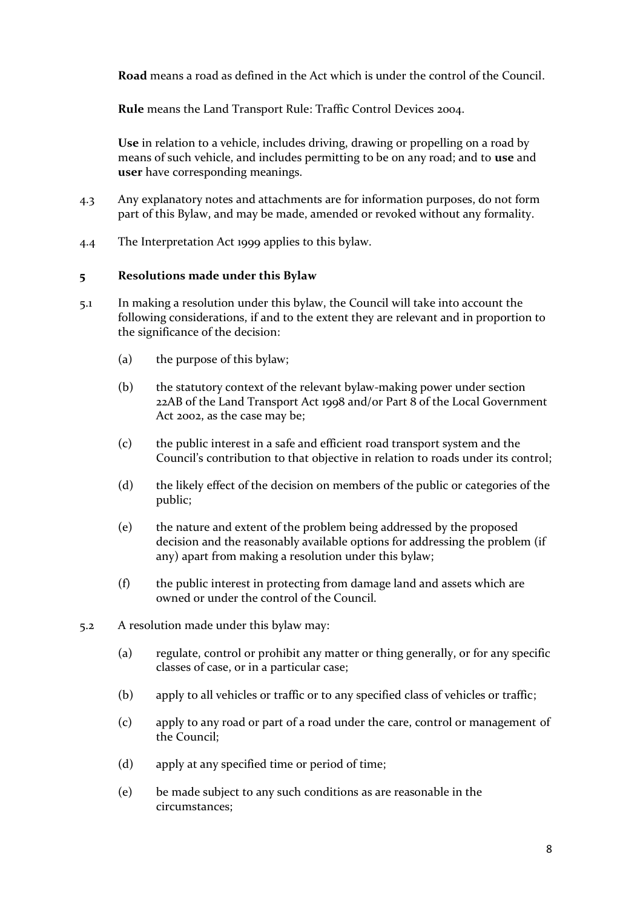**Road** means a road as defined in the Act which is under the control of the Council.

**Rule** means the Land Transport Rule: Traffic Control Devices 2004.

**Use** in relation to a vehicle, includes driving, drawing or propelling on a road by means of such vehicle, and includes permitting to be on any road; and to **use** and **user** have corresponding meanings.

4.3 Any explanatory notes and attachments are for information purposes, do not form part of this Bylaw, and may be made, amended or revoked without any formality.

4.4 The Interpretation Act 1999 applies to this bylaw.

## 5 Resolutions made under this Bylaw

5.1 In making a resolution under this bylaw, the Council will take into account the following considerations, if and to the extent they are relevant and in proportion to the significance of the decision:

(a) the purpose of this bylaw;

(b) the statutory context of the relevant bylaw-making power under section 22AB of the Land Transport Act 1998 and/or Part 8 of the Local Government Act 2002, as the case may be;

(c) the public interest in a safe and efficient road transport system and the Council's contribution to that objective in relation to roads under its control;

(d) the likely effect of the decision on members of the public or categories of the public;

(e) the nature and extent of the problem being addressed by the proposed decision and the reasonably available options for addressing the problem (if any) apart from making a resolution under this bylaw;

(f) the public interest in protecting from damage land and assets which are owned or under the control of the Council.

5.2 A resolution made under this bylaw may:

(a) regulate, control or prohibit any matter or thing generally, or for any specific classes of case, or in a particular case;

(b) apply to all vehicles or traffic or to any specified class of vehicles or traffic;

(c) apply to any road or part of a road under the care, control or management of the Council;

(d) apply at any specified time or period of time;

(e) be made subject to any such conditions as are reasonable in the circumstances;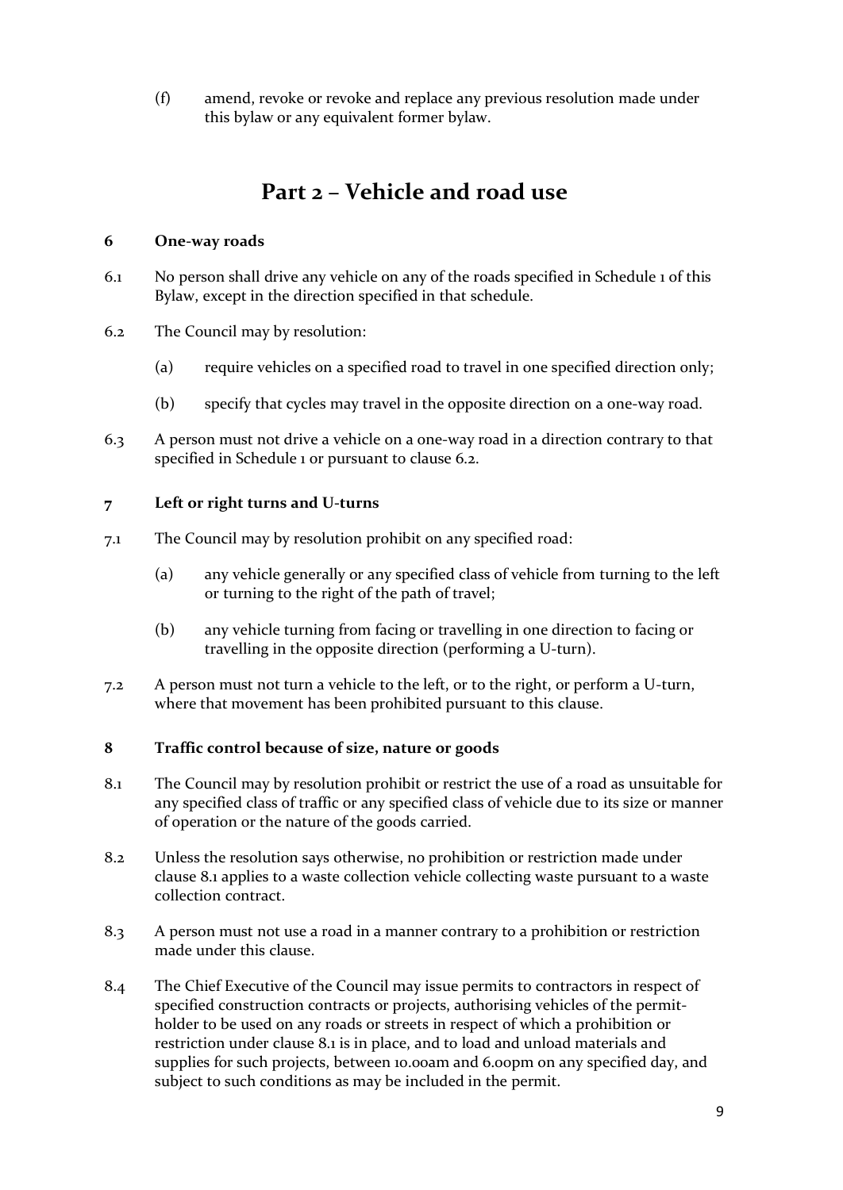(f) amend, revoke or revoke and replace any previous resolution made under this bylaw or any equivalent former bylaw.

# Part 2 – Vehicle and road use

### 6 One-way roads

6.1 No person shall drive any vehicle on any of the roads specified in Schedule 1 of this Bylaw, except in the direction specified in that schedule.

6.2 The Council may by resolution:

(a) require vehicles on a specified road to travel in one specified direction only;

(b) specify that cycles may travel in the opposite direction on a one-way road.

6.3 A person must not drive a vehicle on a one-way road in a direction contrary to that specified in Schedule 1 or pursuant to clause 6.2.

### 7 Left or right turns and U-turns

7.1 The Council may by resolution prohibit on any specified road:

(a) any vehicle generally or any specified class of vehicle from turning to the left or turning to the right of the path of travel;

(b) any vehicle turning from facing or travelling in one direction to facing or travelling in the opposite direction (performing a U-turn).

7.2 A person must not turn a vehicle to the left, or to the right, or perform a U-turn, where that movement has been prohibited pursuant to this clause.

### 8 Traffic control because of size, nature or goods

8.1 The Council may by resolution prohibit or restrict the use of a road as unsuitable for any specified class of traffic or any specified class of vehicle due to its size or manner of operation or the nature of the goods carried.

8.2 Unless the resolution says otherwise, no prohibition or restriction made under clause 8.1 applies to a waste collection vehicle collecting waste pursuant to a waste collection contract.

8.3 A person must not use a road in a manner contrary to a prohibition or restriction made under this clause.

8.4 The Chief Executive of the Council may issue permits to contractors in respect of specified construction contracts or projects, authorising vehicles of the permit-holder to be used on any roads or streets in respect of which a prohibition or restriction under clause 8.1 is in place, and to load and unload materials and supplies for such projects, between 10.00am and 6.00pm on any specified day, and subject to such conditions as may be included in the permit.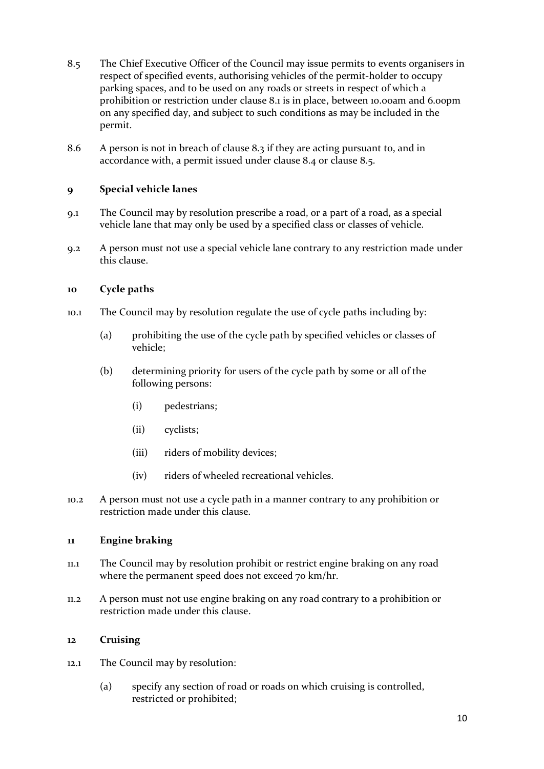8.5 The Chief Executive Officer of the Council may issue permits to events organisers in respect of specified events, authorising vehicles of the permit-holder to occupy parking spaces, and to be used on any roads or streets in respect of which a prohibition or restriction under clause 8.1 is in place, between 10.00am and 6.00pm on any specified day, and subject to such conditions as may be included in the permit.

8.6 A person is not in breach of clause 8.3 if they are acting pursuant to, and in accordance with, a permit issued under clause 8.4 or clause 8.5.

## 9 Special vehicle lanes

9.1 The Council may by resolution prescribe a road, or a part of a road, as a special vehicle lane that may only be used by a specified class or classes of vehicle.

9.2 A person must not use a special vehicle lane contrary to any restriction made under this clause.

## 10 Cycle paths

10.1 The Council may by resolution regulate the use of cycle paths including by:

(a) prohibiting the use of the cycle path by specified vehicles or classes of vehicle;

(b) determining priority for users of the cycle path by some or all of the following persons:

(i) pedestrians;

(ii) cyclists;

(iii) riders of mobility devices;

(iv) riders of wheeled recreational vehicles.

10.2 A person must not use a cycle path in a manner contrary to any prohibition or restriction made under this clause.

## 11 Engine braking

11.1 The Council may by resolution prohibit or restrict engine braking on any road where the permanent speed does not exceed 70 km/hr.

11.2 A person must not use engine braking on any road contrary to a prohibition or restriction made under this clause.

## 12 Cruising

12.1 The Council may by resolution:

(a) specify any section of road or roads on which cruising is controlled, restricted or prohibited;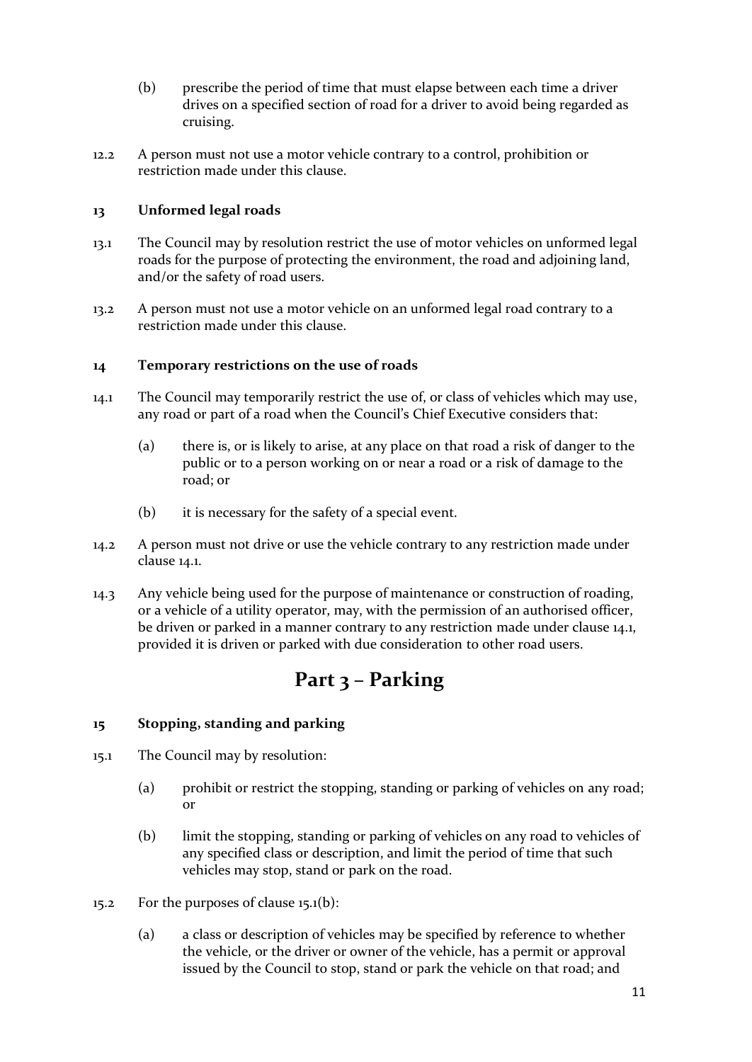(b) prescribe the period of time that must elapse between each time a driver drives on a specified section of road for a driver to avoid being regarded as cruising.

12.2 A person must not use a motor vehicle contrary to a control, prohibition or restriction made under this clause.

### 13 Unformed legal roads

13.1 The Council may by resolution restrict the use of motor vehicles on unformed legal roads for the purpose of protecting the environment, the road and adjoining land, and/or the safety of road users.

13.2 A person must not use a motor vehicle on an unformed legal road contrary to a restriction made under this clause.

### 14 Temporary restrictions on the use of roads

14.1 The Council may temporarily restrict the use of, or class of vehicles which may use, any road or part of a road when the Council's Chief Executive considers that:

(a) there is, or is likely to arise, at any place on that road a risk of danger to the public or to a person working on or near a road or a risk of damage to the road; or

(b) it is necessary for the safety of a special event.

14.2 A person must not drive or use the vehicle contrary to any restriction made under clause 14.1.

14.3 Any vehicle being used for the purpose of maintenance or construction of roading, or a vehicle of a utility operator, may, with the permission of an authorised officer, be driven or parked in a manner contrary to any restriction made under clause 14.1, provided it is driven or parked with due consideration to other road users.

## Part 3 – Parking

### 15 Stopping, standing and parking

15.1 The Council may by resolution:

(a) prohibit or restrict the stopping, standing or parking of vehicles on any road; or

(b) limit the stopping, standing or parking of vehicles on any road to vehicles of any specified class or description, and limit the period of time that such vehicles may stop, stand or park on the road.

15.2 For the purposes of clause 15.1(b):

(a) a class or description of vehicles may be specified by reference to whether the vehicle, or the driver or owner of the vehicle, has a permit or approval issued by the Council to stop, stand or park the vehicle on that road; and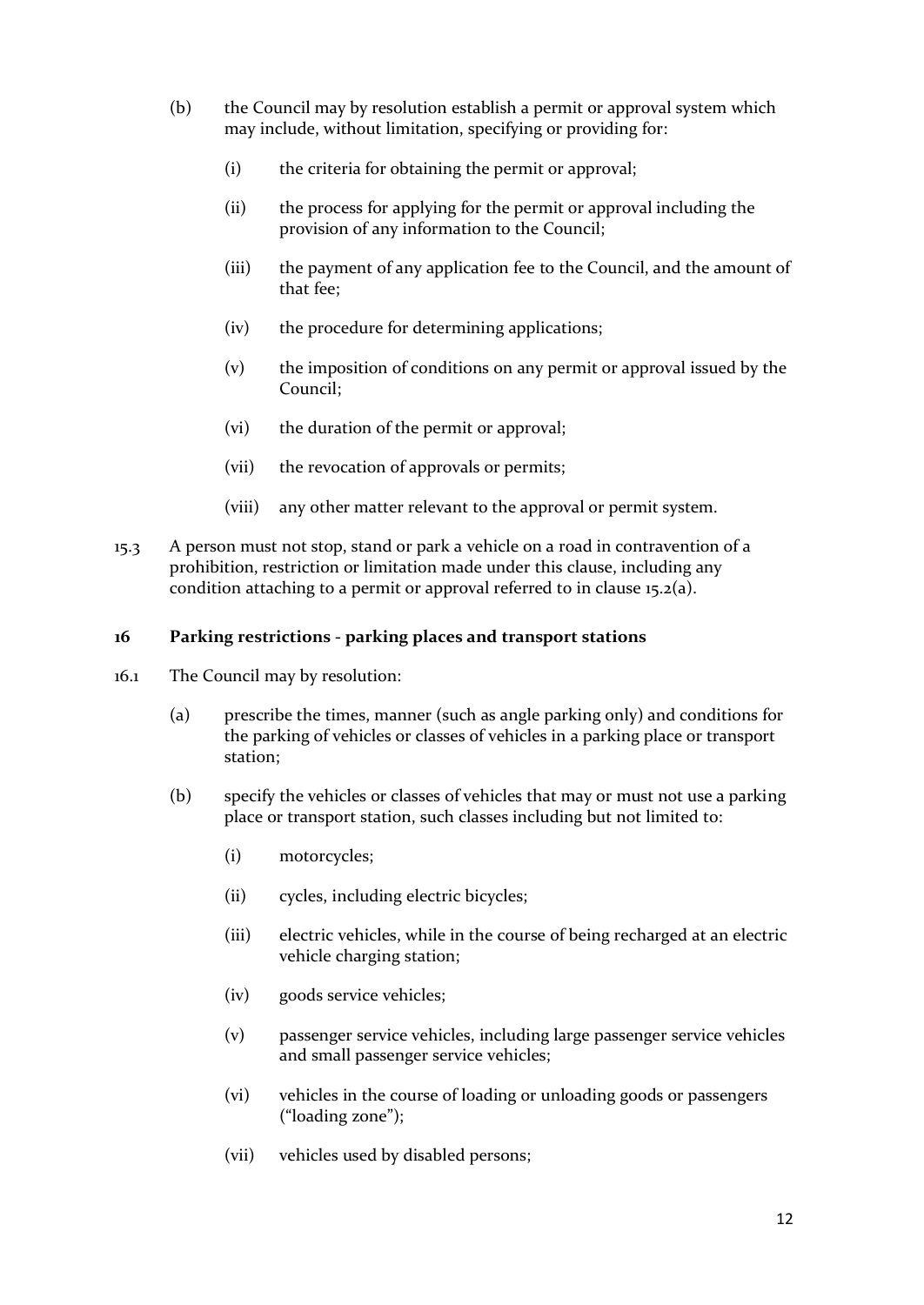(b) the Council may by resolution establish a permit or approval system which may include, without limitation, specifying or providing for:

  (i) the criteria for obtaining the permit or approval;

  (ii) the process for applying for the permit or approval including the provision of any information to the Council;

  (iii) the payment of any application fee to the Council, and the amount of that fee;

  (iv) the procedure for determining applications;

  (v) the imposition of conditions on any permit or approval issued by the Council;

  (vi) the duration of the permit or approval;

  (vii) the revocation of approvals or permits;

  (viii) any other matter relevant to the approval or permit system.

15.3 A person must not stop, stand or park a vehicle on a road in contravention of a prohibition, restriction or limitation made under this clause, including any condition attaching to a permit or approval referred to in clause 15.2(a).

**16 Parking restrictions - parking places and transport stations**

16.1 The Council may by resolution:

(a) prescribe the times, manner (such as angle parking only) and conditions for the parking of vehicles or classes of vehicles in a parking place or transport station;

(b) specify the vehicles or classes of vehicles that may or must not use a parking place or transport station, such classes including but not limited to:

  (i) motorcycles;

  (ii) cycles, including electric bicycles;

  (iii) electric vehicles, while in the course of being recharged at an electric vehicle charging station;

  (iv) goods service vehicles;

  (v) passenger service vehicles, including large passenger service vehicles and small passenger service vehicles;

  (vi) vehicles in the course of loading or unloading goods or passengers ("loading zone");

  (vii) vehicles used by disabled persons;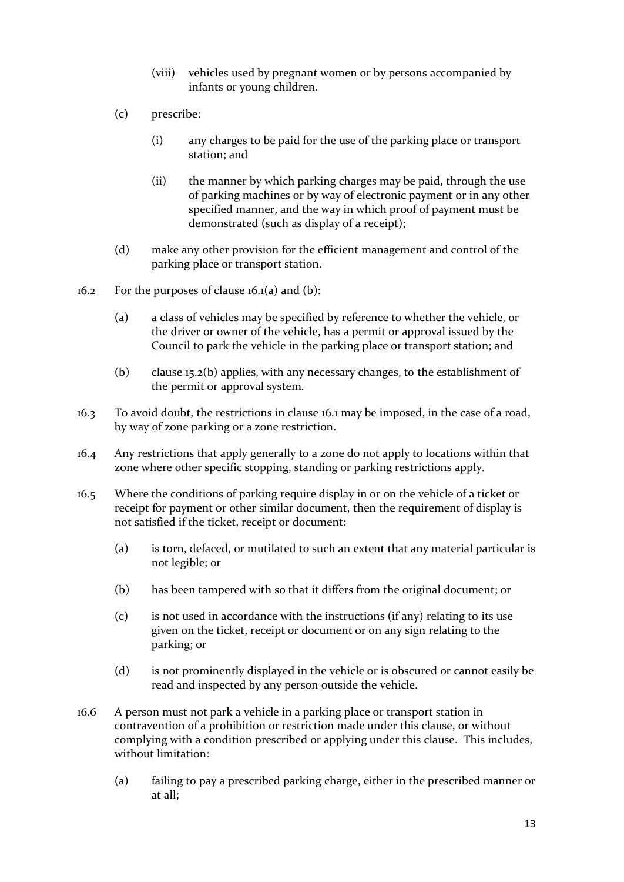(viii) vehicles used by pregnant women or by persons accompanied by infants or young children.

(c) prescribe:

(i) any charges to be paid for the use of the parking place or transport station; and

(ii) the manner by which parking charges may be paid, through the use of parking machines or by way of electronic payment or in any other specified manner, and the way in which proof of payment must be demonstrated (such as display of a receipt);

(d) make any other provision for the efficient management and control of the parking place or transport station.

16.2 For the purposes of clause 16.1(a) and (b):

(a) a class of vehicles may be specified by reference to whether the vehicle, or the driver or owner of the vehicle, has a permit or approval issued by the Council to park the vehicle in the parking place or transport station; and

(b) clause 15.2(b) applies, with any necessary changes, to the establishment of the permit or approval system.

16.3 To avoid doubt, the restrictions in clause 16.1 may be imposed, in the case of a road, by way of zone parking or a zone restriction.

16.4 Any restrictions that apply generally to a zone do not apply to locations within that zone where other specific stopping, standing or parking restrictions apply.

16.5 Where the conditions of parking require display in or on the vehicle of a ticket or receipt for payment or other similar document, then the requirement of display is not satisfied if the ticket, receipt or document:

(a) is torn, defaced, or mutilated to such an extent that any material particular is not legible; or

(b) has been tampered with so that it differs from the original document; or

(c) is not used in accordance with the instructions (if any) relating to its use given on the ticket, receipt or document or on any sign relating to the parking; or

(d) is not prominently displayed in the vehicle or is obscured or cannot easily be read and inspected by any person outside the vehicle.

16.6 A person must not park a vehicle in a parking place or transport station in contravention of a prohibition or restriction made under this clause, or without complying with a condition prescribed or applying under this clause. This includes, without limitation:

(a) failing to pay a prescribed parking charge, either in the prescribed manner or at all;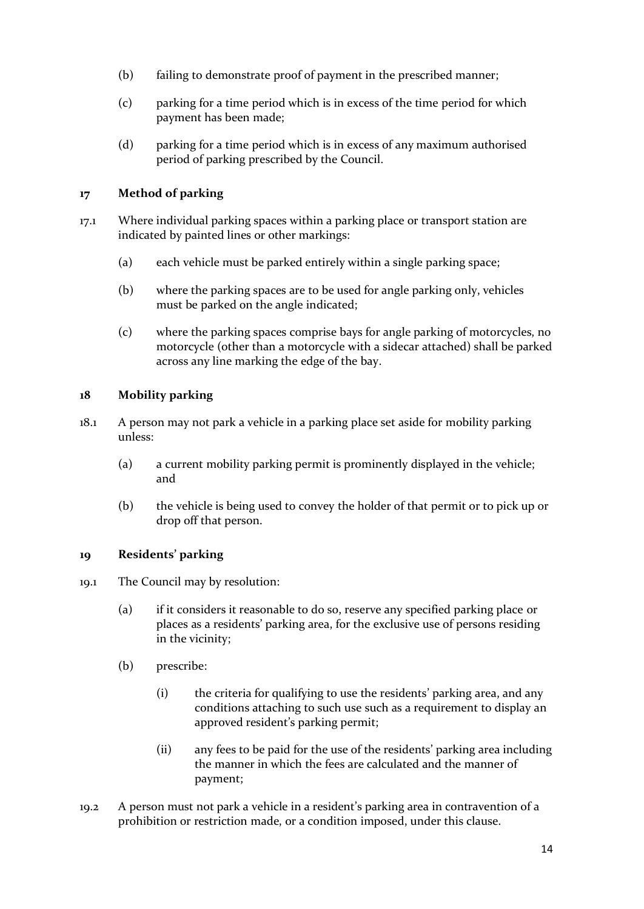(b) failing to demonstrate proof of payment in the prescribed manner;

(c) parking for a time period which is in excess of the time period for which payment has been made;

(d) parking for a time period which is in excess of any maximum authorised period of parking prescribed by the Council.

## 17 Method of parking

17.1 Where individual parking spaces within a parking place or transport station are indicated by painted lines or other markings:

(a) each vehicle must be parked entirely within a single parking space;

(b) where the parking spaces are to be used for angle parking only, vehicles must be parked on the angle indicated;

(c) where the parking spaces comprise bays for angle parking of motorcycles, no motorcycle (other than a motorcycle with a sidecar attached) shall be parked across any line marking the edge of the bay.

## 18 Mobility parking

18.1 A person may not park a vehicle in a parking place set aside for mobility parking unless:

(a) a current mobility parking permit is prominently displayed in the vehicle; and

(b) the vehicle is being used to convey the holder of that permit or to pick up or drop off that person.

## 19 Residents' parking

19.1 The Council may by resolution:

(a) if it considers it reasonable to do so, reserve any specified parking place or places as a residents' parking area, for the exclusive use of persons residing in the vicinity;

(b) prescribe:

(i) the criteria for qualifying to use the residents' parking area, and any conditions attaching to such use such as a requirement to display an approved resident's parking permit;

(ii) any fees to be paid for the use of the residents' parking area including the manner in which the fees are calculated and the manner of payment;

19.2 A person must not park a vehicle in a resident's parking area in contravention of a prohibition or restriction made, or a condition imposed, under this clause.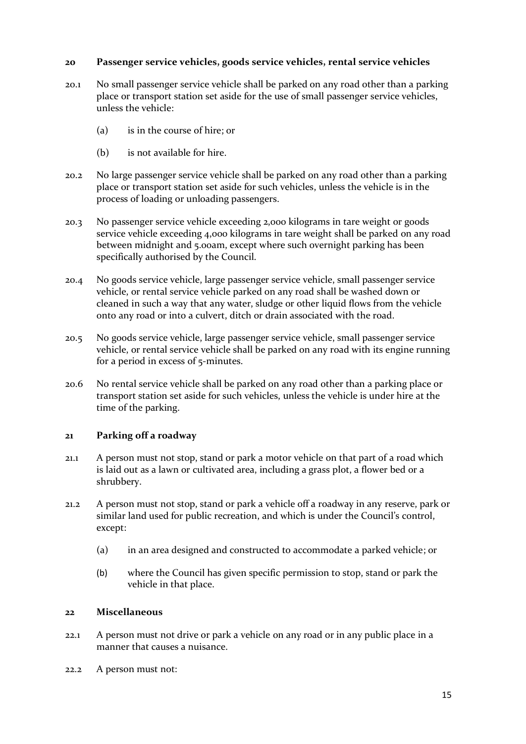## 20 Passenger service vehicles, goods service vehicles, rental service vehicles

20.1 No small passenger service vehicle shall be parked on any road other than a parking place or transport station set aside for the use of small passenger service vehicles, unless the vehicle:

(a) is in the course of hire; or

(b) is not available for hire.

20.2 No large passenger service vehicle shall be parked on any road other than a parking place or transport station set aside for such vehicles, unless the vehicle is in the process of loading or unloading passengers.

20.3 No passenger service vehicle exceeding 2,000 kilograms in tare weight or goods service vehicle exceeding 4,000 kilograms in tare weight shall be parked on any road between midnight and 5.00am, except where such overnight parking has been specifically authorised by the Council.

20.4 No goods service vehicle, large passenger service vehicle, small passenger service vehicle, or rental service vehicle parked on any road shall be washed down or cleaned in such a way that any water, sludge or other liquid flows from the vehicle onto any road or into a culvert, ditch or drain associated with the road.

20.5 No goods service vehicle, large passenger service vehicle, small passenger service vehicle, or rental service vehicle shall be parked on any road with its engine running for a period in excess of 5-minutes.

20.6 No rental service vehicle shall be parked on any road other than a parking place or transport station set aside for such vehicles, unless the vehicle is under hire at the time of the parking.

## 21 Parking off a roadway

21.1 A person must not stop, stand or park a motor vehicle on that part of a road which is laid out as a lawn or cultivated area, including a grass plot, a flower bed or a shrubbery.

21.2 A person must not stop, stand or park a vehicle off a roadway in any reserve, park or similar land used for public recreation, and which is under the Council's control, except:

(a) in an area designed and constructed to accommodate a parked vehicle; or

(b) where the Council has given specific permission to stop, stand or park the vehicle in that place.

## 22 Miscellaneous

22.1 A person must not drive or park a vehicle on any road or in any public place in a manner that causes a nuisance.

22.2 A person must not: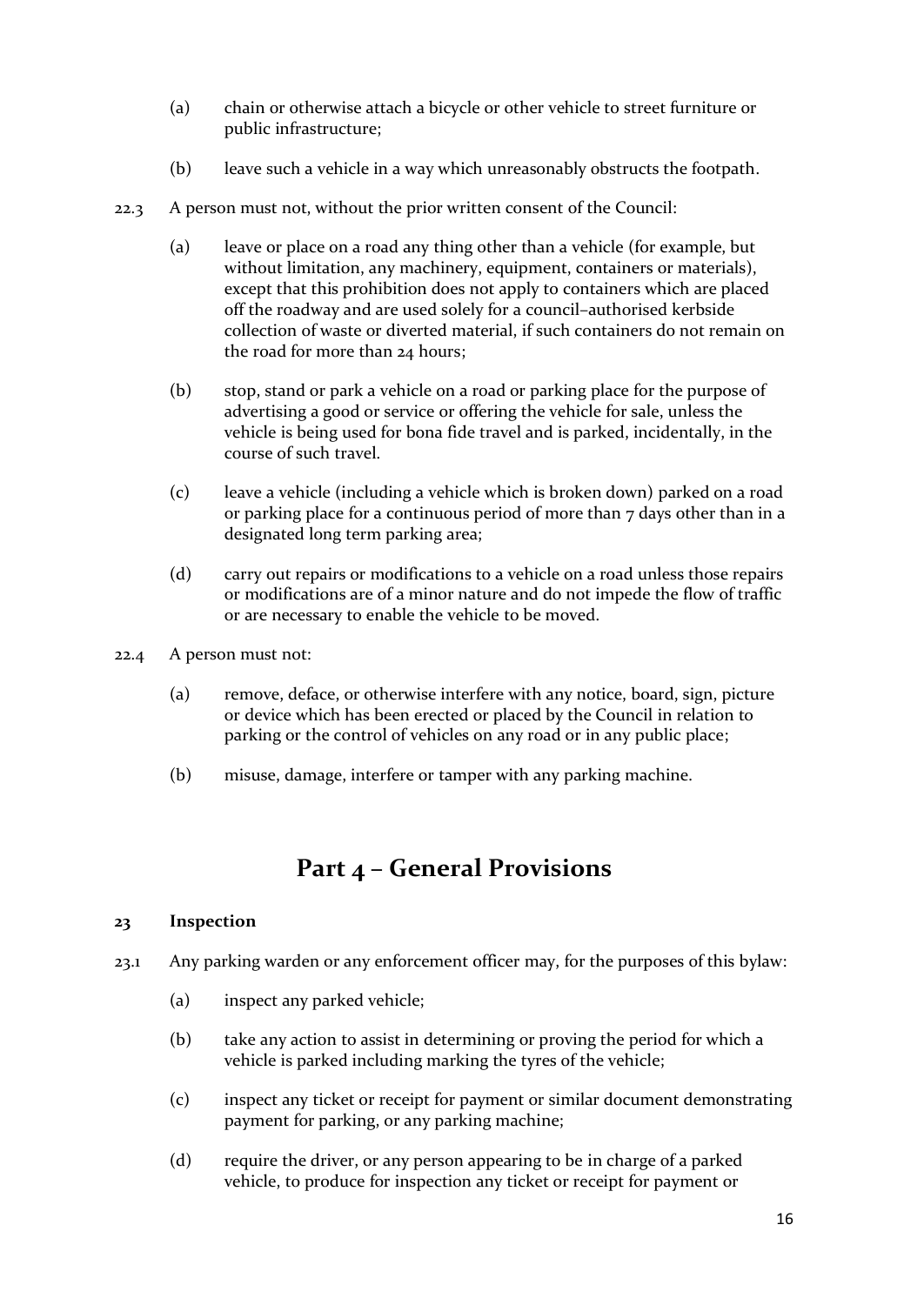(a) chain or otherwise attach a bicycle or other vehicle to street furniture or public infrastructure;

(b) leave such a vehicle in a way which unreasonably obstructs the footpath.

22.3 A person must not, without the prior written consent of the Council:

(a) leave or place on a road any thing other than a vehicle (for example, but without limitation, any machinery, equipment, containers or materials), except that this prohibition does not apply to containers which are placed off the roadway and are used solely for a council–authorised kerbside collection of waste or diverted material, if such containers do not remain on the road for more than 24 hours;

(b) stop, stand or park a vehicle on a road or parking place for the purpose of advertising a good or service or offering the vehicle for sale, unless the vehicle is being used for bona fide travel and is parked, incidentally, in the course of such travel.

(c) leave a vehicle (including a vehicle which is broken down) parked on a road or parking place for a continuous period of more than 7 days other than in a designated long term parking area;

(d) carry out repairs or modifications to a vehicle on a road unless those repairs or modifications are of a minor nature and do not impede the flow of traffic or are necessary to enable the vehicle to be moved.

22.4 A person must not:

(a) remove, deface, or otherwise interfere with any notice, board, sign, picture or device which has been erected or placed by the Council in relation to parking or the control of vehicles on any road or in any public place;

(b) misuse, damage, interfere or tamper with any parking machine.

# Part 4 – General Provisions

### 23 Inspection

23.1 Any parking warden or any enforcement officer may, for the purposes of this bylaw:

(a) inspect any parked vehicle;

(b) take any action to assist in determining or proving the period for which a vehicle is parked including marking the tyres of the vehicle;

(c) inspect any ticket or receipt for payment or similar document demonstrating payment for parking, or any parking machine;

(d) require the driver, or any person appearing to be in charge of a parked vehicle, to produce for inspection any ticket or receipt for payment or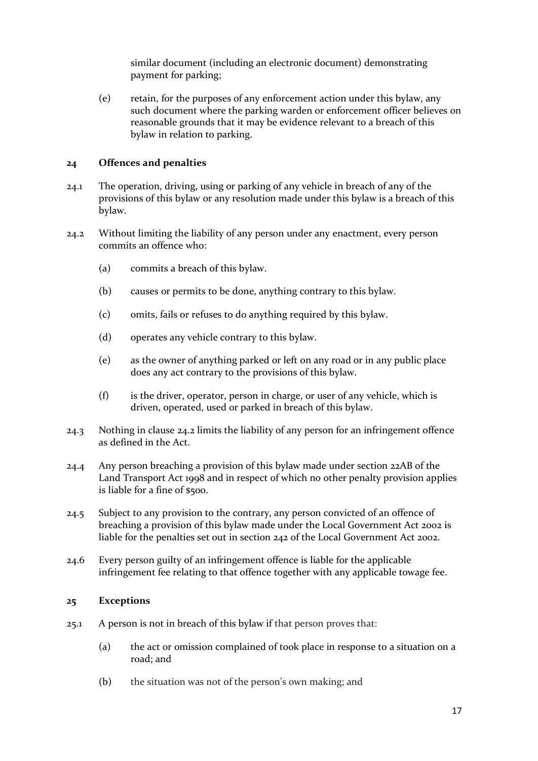similar document (including an electronic document) demonstrating payment for parking;

(e) retain, for the purposes of any enforcement action under this bylaw, any such document where the parking warden or enforcement officer believes on reasonable grounds that it may be evidence relevant to a breach of this bylaw in relation to parking.

## 24 Offences and penalties

24.1 The operation, driving, using or parking of any vehicle in breach of any of the provisions of this bylaw or any resolution made under this bylaw is a breach of this bylaw.

24.2 Without limiting the liability of any person under any enactment, every person commits an offence who:

(a) commits a breach of this bylaw.

(b) causes or permits to be done, anything contrary to this bylaw.

(c) omits, fails or refuses to do anything required by this bylaw.

(d) operates any vehicle contrary to this bylaw.

(e) as the owner of anything parked or left on any road or in any public place does any act contrary to the provisions of this bylaw.

(f) is the driver, operator, person in charge, or user of any vehicle, which is driven, operated, used or parked in breach of this bylaw.

24.3 Nothing in clause 24.2 limits the liability of any person for an infringement offence as defined in the Act.

24.4 Any person breaching a provision of this bylaw made under section 22AB of the Land Transport Act 1998 and in respect of which no other penalty provision applies is liable for a fine of $500.

24.5 Subject to any provision to the contrary, any person convicted of an offence of breaching a provision of this bylaw made under the Local Government Act 2002 is liable for the penalties set out in section 242 of the Local Government Act 2002.

24.6 Every person guilty of an infringement offence is liable for the applicable infringement fee relating to that offence together with any applicable towage fee.

## 25 Exceptions

25.1 A person is not in breach of this bylaw if that person proves that:

(a) the act or omission complained of took place in response to a situation on a road; and

(b) the situation was not of the person's own making; and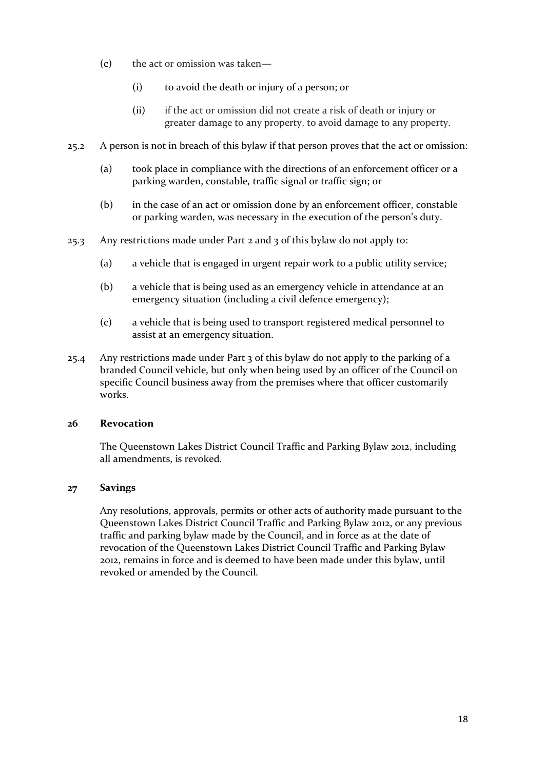(c) the act or omission was taken—

 (i) to avoid the death or injury of a person; or

 (ii) if the act or omission did not create a risk of death or injury or greater damage to any property, to avoid damage to any property.

25.2 A person is not in breach of this bylaw if that person proves that the act or omission:

(a) took place in compliance with the directions of an enforcement officer or a parking warden, constable, traffic signal or traffic sign; or

(b) in the case of an act or omission done by an enforcement officer, constable or parking warden, was necessary in the execution of the person's duty.

25.3 Any restrictions made under Part 2 and 3 of this bylaw do not apply to:

(a) a vehicle that is engaged in urgent repair work to a public utility service;

(b) a vehicle that is being used as an emergency vehicle in attendance at an emergency situation (including a civil defence emergency);

(c) a vehicle that is being used to transport registered medical personnel to assist at an emergency situation.

25.4 Any restrictions made under Part 3 of this bylaw do not apply to the parking of a branded Council vehicle, but only when being used by an officer of the Council on specific Council business away from the premises where that officer customarily works.

### 26 Revocation

The Queenstown Lakes District Council Traffic and Parking Bylaw 2012, including all amendments, is revoked.

### 27 Savings

Any resolutions, approvals, permits or other acts of authority made pursuant to the Queenstown Lakes District Council Traffic and Parking Bylaw 2012, or any previous traffic and parking bylaw made by the Council, and in force as at the date of revocation of the Queenstown Lakes District Council Traffic and Parking Bylaw 2012, remains in force and is deemed to have been made under this bylaw, until revoked or amended by the Council.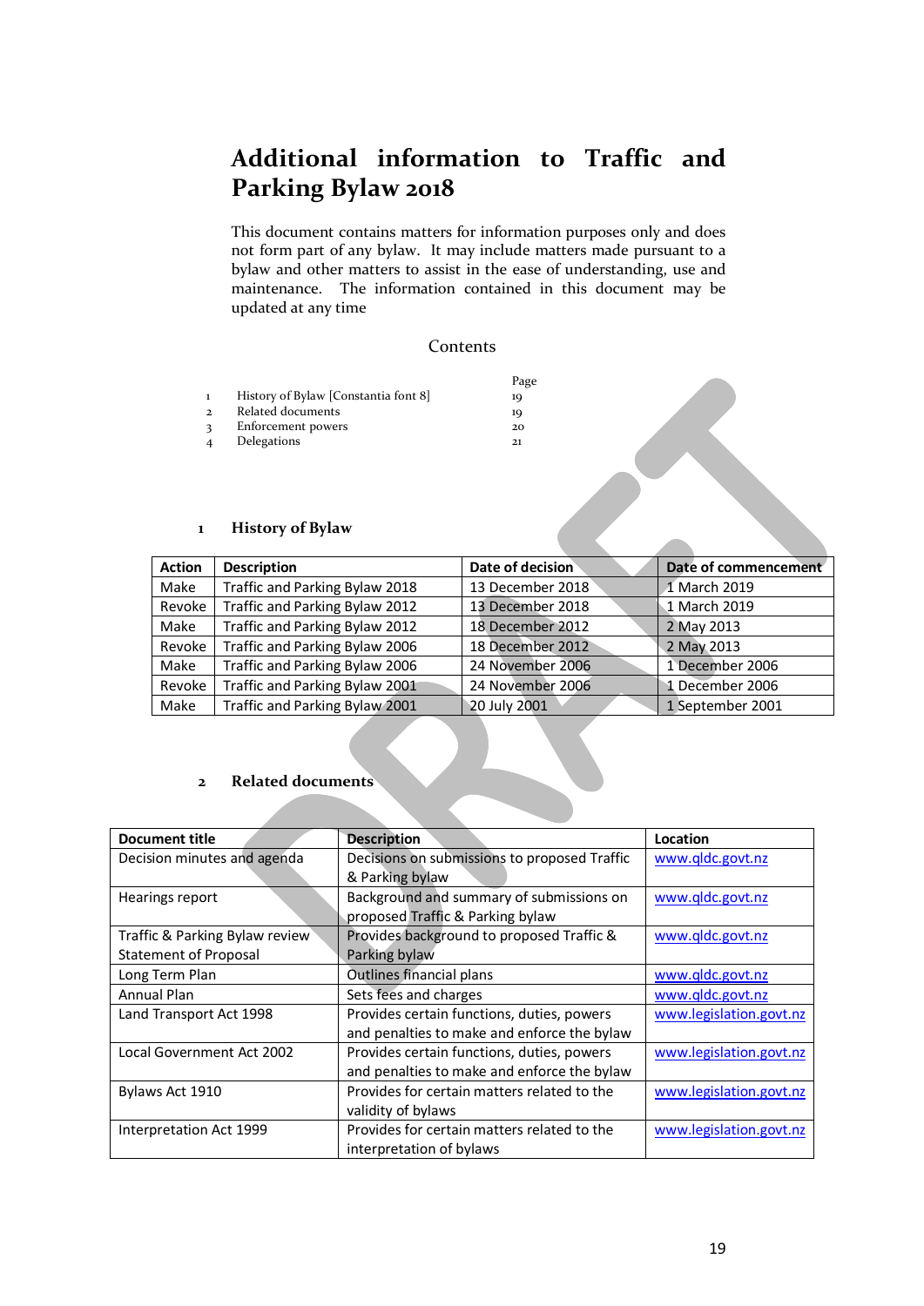# Additional information to Traffic and Parking Bylaw 2018

This document contains matters for information purposes only and does not form part of any bylaw. It may include matters made pursuant to a bylaw and other matters to assist in the ease of understanding, use and maintenance. The information contained in this document may be updated at any time

Contents

| | | Page |
|---|---|---|
| 1 | History of Bylaw [Constantia font 8] | 19 |
| 2 | Related documents | 19 |
| 3 | Enforcement powers | 20 |
| 4 | Delegations | 21 |

## 1 History of Bylaw

| Action | Description | Date of decision | Date of commencement |
|---|---|---|---|
| Make | Traffic and Parking Bylaw 2018 | 13 December 2018 | 1 March 2019 |
| Revoke | Traffic and Parking Bylaw 2012 | 13 December 2018 | 1 March 2019 |
| Make | Traffic and Parking Bylaw 2012 | 18 December 2012 | 2 May 2013 |
| Revoke | Traffic and Parking Bylaw 2006 | 18 December 2012 | 2 May 2013 |
| Make | Traffic and Parking Bylaw 2006 | 24 November 2006 | 1 December 2006 |
| Revoke | Traffic and Parking Bylaw 2001 | 24 November 2006 | 1 December 2006 |
| Make | Traffic and Parking Bylaw 2001 | 20 July 2001 | 1 September 2001 |

## 2 Related documents

| Document title | Description | Location |
|---|---|---|
| Decision minutes and agenda | Decisions on submissions to proposed Traffic & Parking bylaw | www.qldc.govt.nz |
| Hearings report | Background and summary of submissions on proposed Traffic & Parking bylaw | www.qldc.govt.nz |
| Traffic & Parking Bylaw review Statement of Proposal | Provides background to proposed Traffic & Parking bylaw | www.qldc.govt.nz |
| Long Term Plan | Outlines financial plans | www.qldc.govt.nz |
| Annual Plan | Sets fees and charges | www.qldc.govt.nz |
| Land Transport Act 1998 | Provides certain functions, duties, powers and penalties to make and enforce the bylaw | www.legislation.govt.nz |
| Local Government Act 2002 | Provides certain functions, duties, powers and penalties to make and enforce the bylaw | www.legislation.govt.nz |
| Bylaws Act 1910 | Provides for certain matters related to the validity of bylaws | www.legislation.govt.nz |
| Interpretation Act 1999 | Provides for certain matters related to the interpretation of bylaws | www.legislation.govt.nz |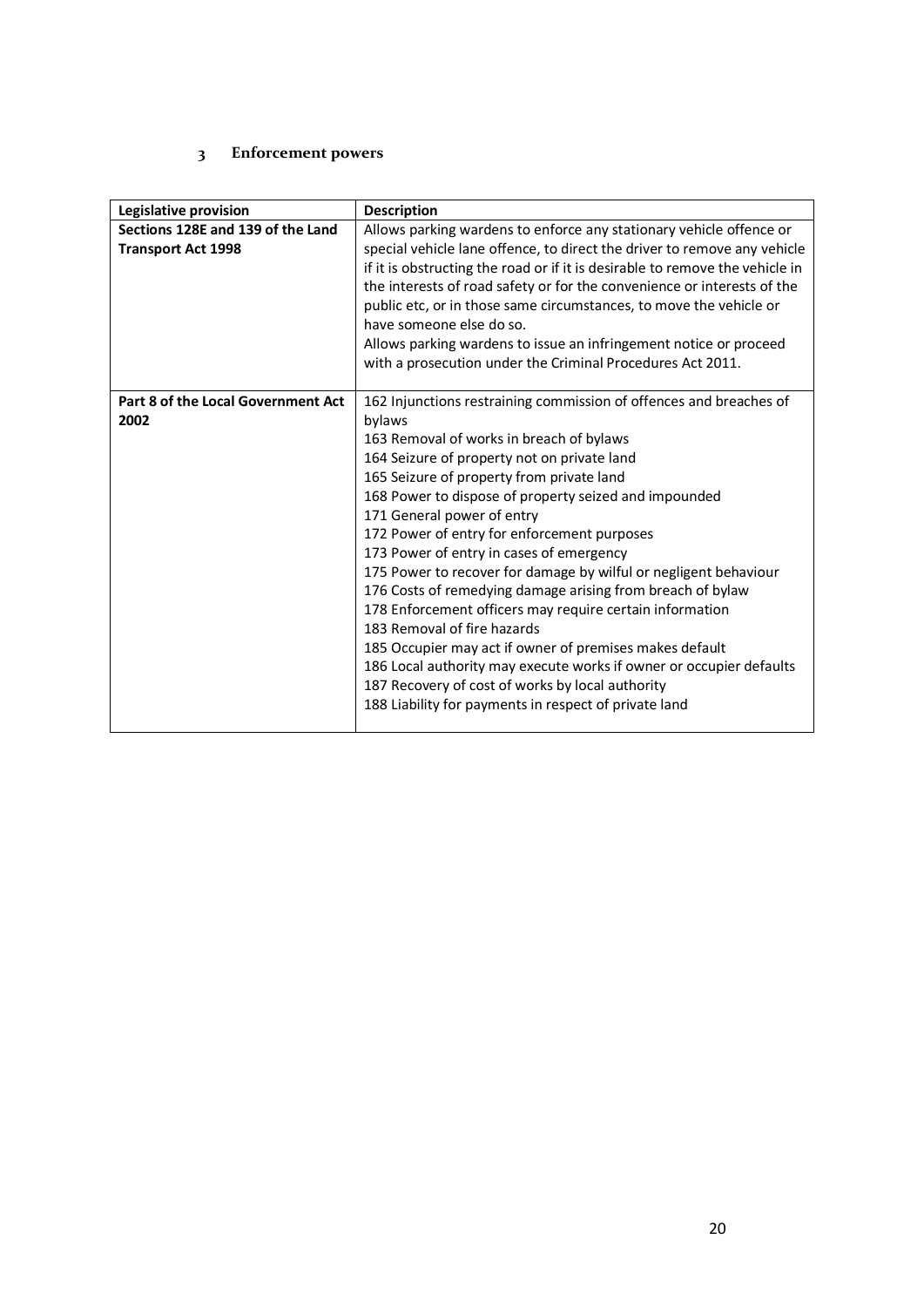## 3 Enforcement powers

| Legislative provision | Description |
| --- | --- |
| **Sections 128E and 139 of the Land Transport Act 1998** | Allows parking wardens to enforce any stationary vehicle offence or special vehicle lane offence, to direct the driver to remove any vehicle if it is obstructing the road or if it is desirable to remove the vehicle in the interests of road safety or for the convenience or interests of the public etc, or in those same circumstances, to move the vehicle or have someone else do so.<br>Allows parking wardens to issue an infringement notice or proceed with a prosecution under the Criminal Procedures Act 2011. |
| **Part 8 of the Local Government Act 2002** | 162 Injunctions restraining commission of offences and breaches of bylaws<br>163 Removal of works in breach of bylaws<br>164 Seizure of property not on private land<br>165 Seizure of property from private land<br>168 Power to dispose of property seized and impounded<br>171 General power of entry<br>172 Power of entry for enforcement purposes<br>173 Power of entry in cases of emergency<br>175 Power to recover for damage by wilful or negligent behaviour<br>176 Costs of remedying damage arising from breach of bylaw<br>178 Enforcement officers may require certain information<br>183 Removal of fire hazards<br>185 Occupier may act if owner of premises makes default<br>186 Local authority may execute works if owner or occupier defaults<br>187 Recovery of cost of works by local authority<br>188 Liability for payments in respect of private land |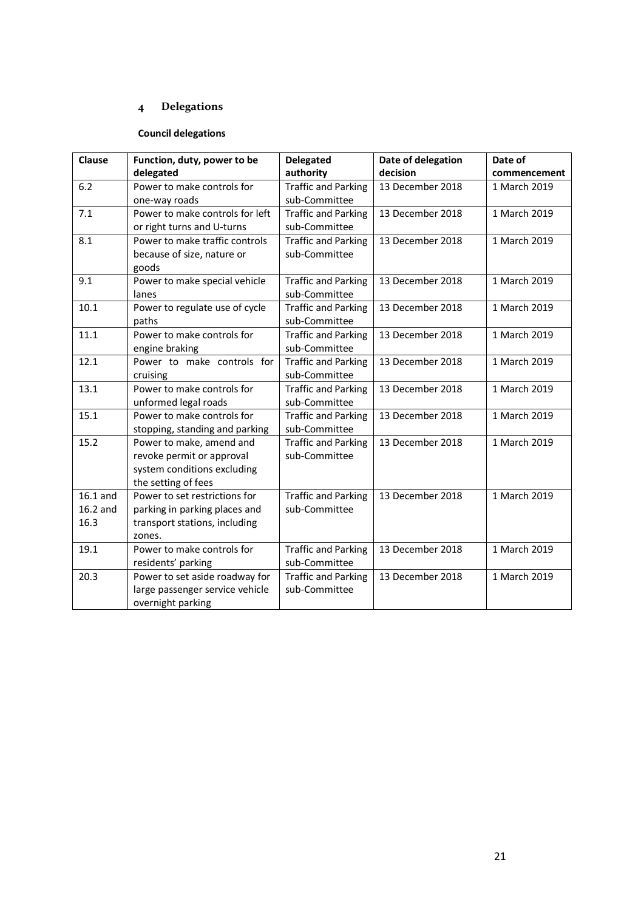## 4 Delegations

**Council delegations**

| Clause | Function, duty, power to be delegated | Delegated authority | Date of delegation decision | Date of commencement |
|---|---|---|---|---|
| 6.2 | Power to make controls for one-way roads | Traffic and Parking sub-Committee | 13 December 2018 | 1 March 2019 |
| 7.1 | Power to make controls for left or right turns and U-turns | Traffic and Parking sub-Committee | 13 December 2018 | 1 March 2019 |
| 8.1 | Power to make traffic controls because of size, nature or goods | Traffic and Parking sub-Committee | 13 December 2018 | 1 March 2019 |
| 9.1 | Power to make special vehicle lanes | Traffic and Parking sub-Committee | 13 December 2018 | 1 March 2019 |
| 10.1 | Power to regulate use of cycle paths | Traffic and Parking sub-Committee | 13 December 2018 | 1 March 2019 |
| 11.1 | Power to make controls for engine braking | Traffic and Parking sub-Committee | 13 December 2018 | 1 March 2019 |
| 12.1 | Power to make controls for cruising | Traffic and Parking sub-Committee | 13 December 2018 | 1 March 2019 |
| 13.1 | Power to make controls for unformed legal roads | Traffic and Parking sub-Committee | 13 December 2018 | 1 March 2019 |
| 15.1 | Power to make controls for stopping, standing and parking | Traffic and Parking sub-Committee | 13 December 2018 | 1 March 2019 |
| 15.2 | Power to make, amend and revoke permit or approval system conditions excluding the setting of fees | Traffic and Parking sub-Committee | 13 December 2018 | 1 March 2019 |
| 16.1 and 16.2 and 16.3 | Power to set restrictions for parking in parking places and transport stations, including zones. | Traffic and Parking sub-Committee | 13 December 2018 | 1 March 2019 |
| 19.1 | Power to make controls for residents' parking | Traffic and Parking sub-Committee | 13 December 2018 | 1 March 2019 |
| 20.3 | Power to set aside roadway for large passenger service vehicle overnight parking | Traffic and Parking sub-Committee | 13 December 2018 | 1 March 2019 |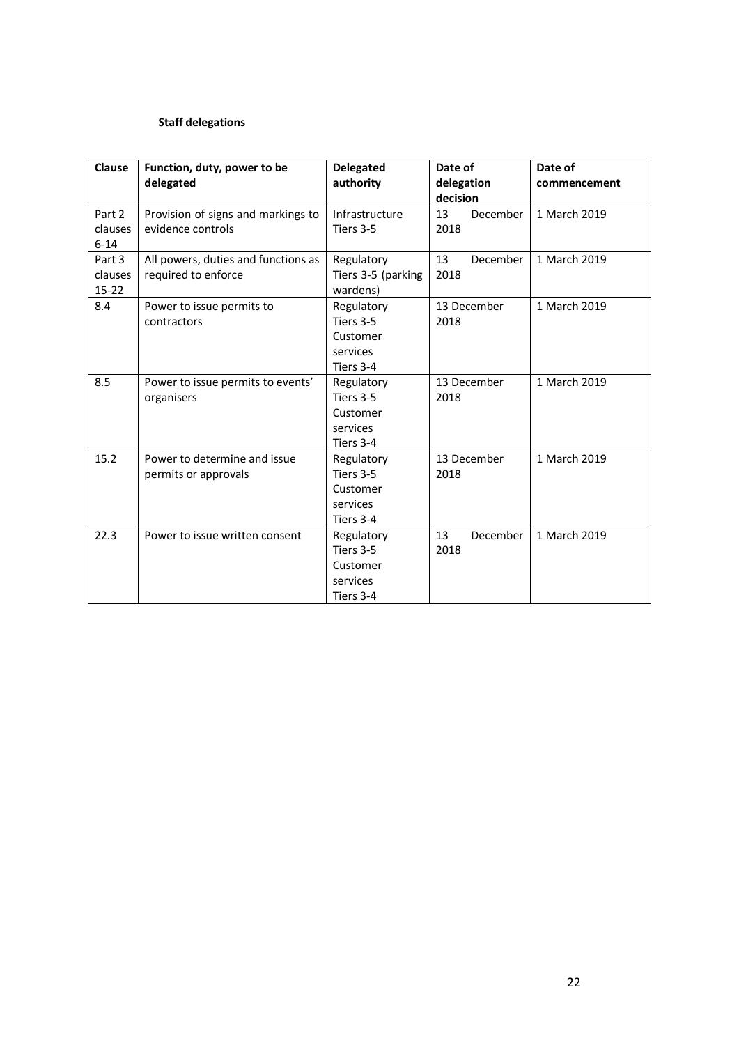**Staff delegations**

| Clause | Function, duty, power to be delegated | Delegated authority | Date of delegation decision | Date of commencement |
|---|---|---|---|---|
| Part 2 clauses 6-14 | Provision of signs and markings to evidence controls | Infrastructure Tiers 3-5 | 13 December 2018 | 1 March 2019 |
| Part 3 clauses 15-22 | All powers, duties and functions as required to enforce | Regulatory Tiers 3-5 (parking wardens) | 13 December 2018 | 1 March 2019 |
| 8.4 | Power to issue permits to contractors | Regulatory Tiers 3-5 Customer services Tiers 3-4 | 13 December 2018 | 1 March 2019 |
| 8.5 | Power to issue permits to events' organisers | Regulatory Tiers 3-5 Customer services Tiers 3-4 | 13 December 2018 | 1 March 2019 |
| 15.2 | Power to determine and issue permits or approvals | Regulatory Tiers 3-5 Customer services Tiers 3-4 | 13 December 2018 | 1 March 2019 |
| 22.3 | Power to issue written consent | Regulatory Tiers 3-5 Customer services Tiers 3-4 | 13 December 2018 | 1 March 2019 |